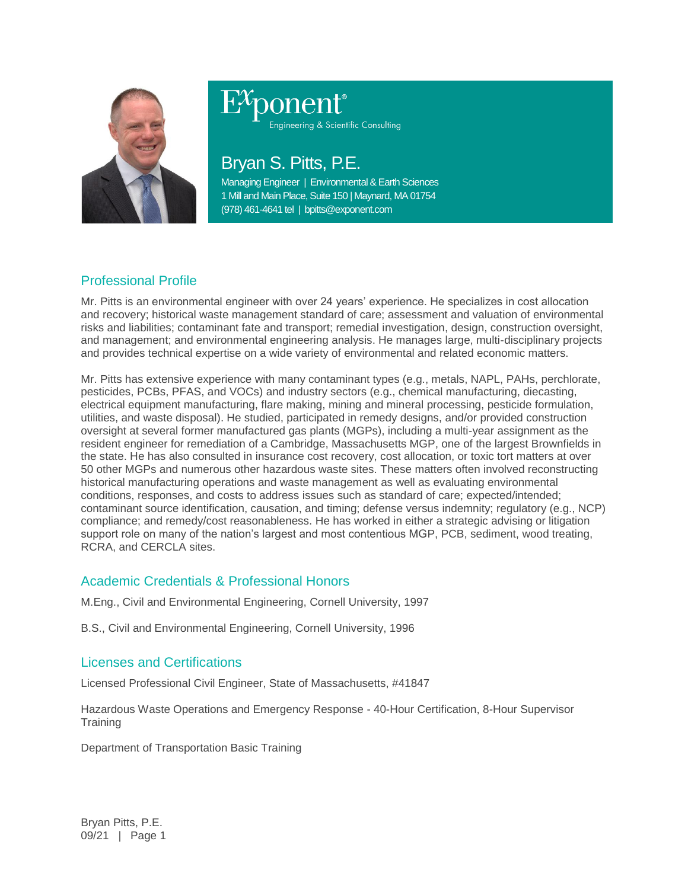Exponent®
Engineering & Scientific Consulting

# Bryan S. Pitts, P.E.

Managing Engineer | Environmental & Earth Sciences
1 Mill and Main Place, Suite 150 | Maynard, MA 01754
(978) 461-4641 tel | bpitts@exponent.com

## Professional Profile

Mr. Pitts is an environmental engineer with over 24 years' experience. He specializes in cost allocation and recovery; historical waste management standard of care; assessment and valuation of environmental risks and liabilities; contaminant fate and transport; remedial investigation, design, construction oversight, and management; and environmental engineering analysis. He manages large, multi-disciplinary projects and provides technical expertise on a wide variety of environmental and related economic matters.

Mr. Pitts has extensive experience with many contaminant types (e.g., metals, NAPL, PAHs, perchlorate, pesticides, PCBs, PFAS, and VOCs) and industry sectors (e.g., chemical manufacturing, diecasting, electrical equipment manufacturing, flare making, mining and mineral processing, pesticide formulation, utilities, and waste disposal). He studied, participated in remedy designs, and/or provided construction oversight at several former manufactured gas plants (MGPs), including a multi-year assignment as the resident engineer for remediation of a Cambridge, Massachusetts MGP, one of the largest Brownfields in the state. He has also consulted in insurance cost recovery, cost allocation, or toxic tort matters at over 50 other MGPs and numerous other hazardous waste sites. These matters often involved reconstructing historical manufacturing operations and waste management as well as evaluating environmental conditions, responses, and costs to address issues such as standard of care; expected/intended; contaminant source identification, causation, and timing; defense versus indemnity; regulatory (e.g., NCP) compliance; and remedy/cost reasonableness. He has worked in either a strategic advising or litigation support role on many of the nation's largest and most contentious MGP, PCB, sediment, wood treating, RCRA, and CERCLA sites.

## Academic Credentials & Professional Honors

M.Eng., Civil and Environmental Engineering, Cornell University, 1997

B.S., Civil and Environmental Engineering, Cornell University, 1996

## Licenses and Certifications

Licensed Professional Civil Engineer, State of Massachusetts, #41847

Hazardous Waste Operations and Emergency Response - 40-Hour Certification, 8-Hour Supervisor Training

Department of Transportation Basic Training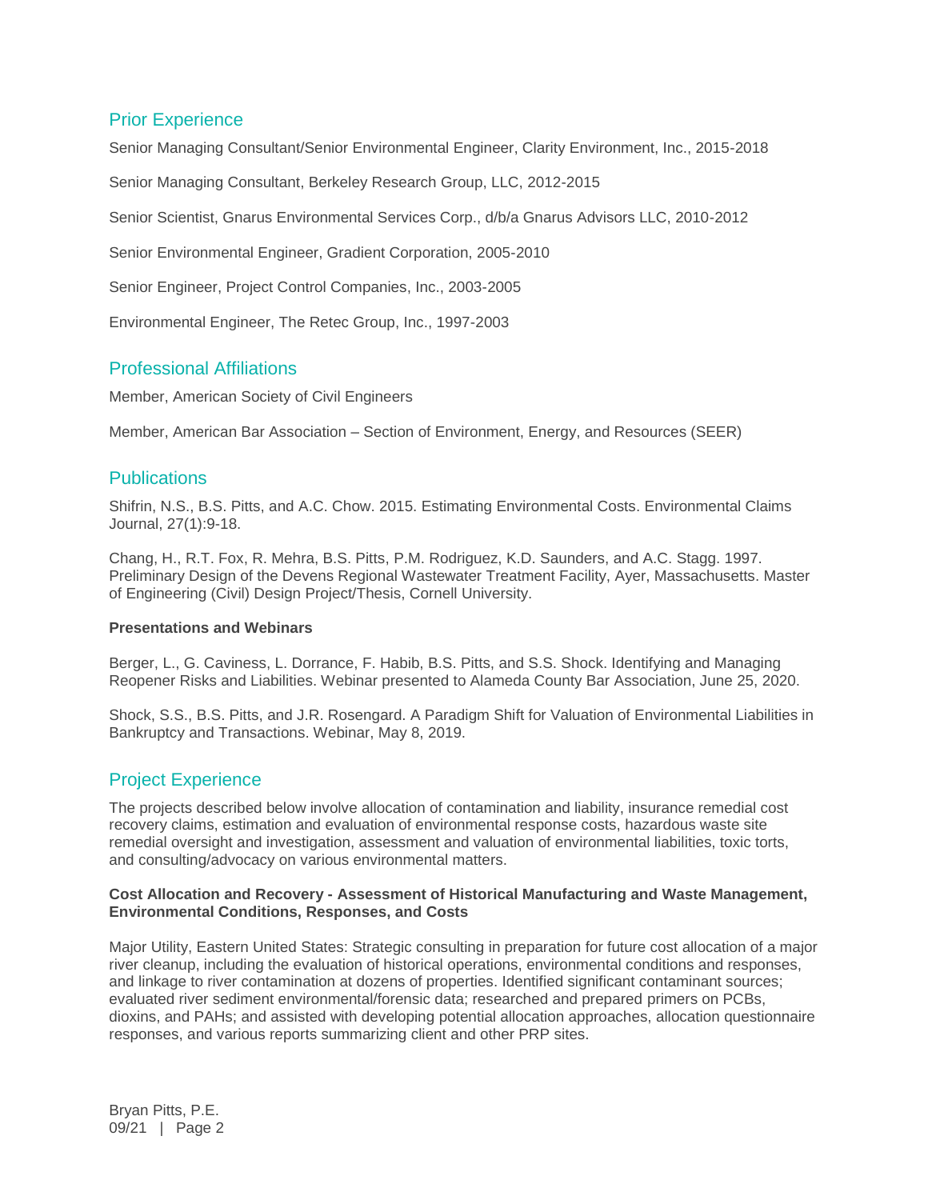## Prior Experience

Senior Managing Consultant/Senior Environmental Engineer, Clarity Environment, Inc., 2015-2018

Senior Managing Consultant, Berkeley Research Group, LLC, 2012-2015

Senior Scientist, Gnarus Environmental Services Corp., d/b/a Gnarus Advisors LLC, 2010-2012

Senior Environmental Engineer, Gradient Corporation, 2005-2010

Senior Engineer, Project Control Companies, Inc., 2003-2005

Environmental Engineer, The Retec Group, Inc., 1997-2003

## Professional Affiliations

Member, American Society of Civil Engineers

Member, American Bar Association – Section of Environment, Energy, and Resources (SEER)

## Publications

Shifrin, N.S., B.S. Pitts, and A.C. Chow. 2015. Estimating Environmental Costs. Environmental Claims Journal, 27(1):9-18.

Chang, H., R.T. Fox, R. Mehra, B.S. Pitts, P.M. Rodriguez, K.D. Saunders, and A.C. Stagg. 1997. Preliminary Design of the Devens Regional Wastewater Treatment Facility, Ayer, Massachusetts. Master of Engineering (Civil) Design Project/Thesis, Cornell University.

**Presentations and Webinars**

Berger, L., G. Caviness, L. Dorrance, F. Habib, B.S. Pitts, and S.S. Shock. Identifying and Managing Reopener Risks and Liabilities. Webinar presented to Alameda County Bar Association, June 25, 2020.

Shock, S.S., B.S. Pitts, and J.R. Rosengard. A Paradigm Shift for Valuation of Environmental Liabilities in Bankruptcy and Transactions. Webinar, May 8, 2019.

## Project Experience

The projects described below involve allocation of contamination and liability, insurance remedial cost recovery claims, estimation and evaluation of environmental response costs, hazardous waste site remedial oversight and investigation, assessment and valuation of environmental liabilities, toxic torts, and consulting/advocacy on various environmental matters.

**Cost Allocation and Recovery - Assessment of Historical Manufacturing and Waste Management, Environmental Conditions, Responses, and Costs**

Major Utility, Eastern United States: Strategic consulting in preparation for future cost allocation of a major river cleanup, including the evaluation of historical operations, environmental conditions and responses, and linkage to river contamination at dozens of properties. Identified significant contaminant sources; evaluated river sediment environmental/forensic data; researched and prepared primers on PCBs, dioxins, and PAHs; and assisted with developing potential allocation approaches, allocation questionnaire responses, and various reports summarizing client and other PRP sites.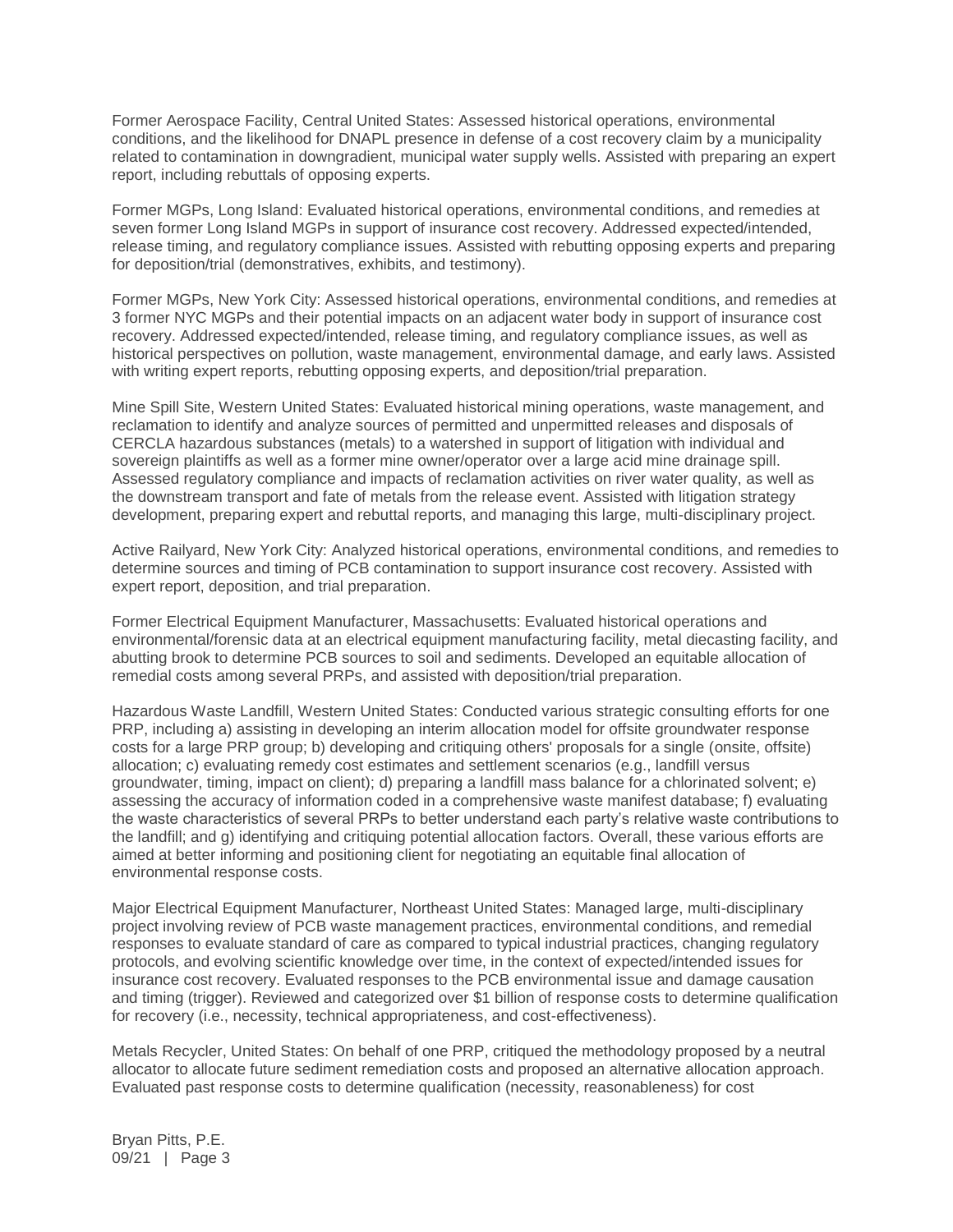Former Aerospace Facility, Central United States: Assessed historical operations, environmental conditions, and the likelihood for DNAPL presence in defense of a cost recovery claim by a municipality related to contamination in downgradient, municipal water supply wells. Assisted with preparing an expert report, including rebuttals of opposing experts.

Former MGPs, Long Island: Evaluated historical operations, environmental conditions, and remedies at seven former Long Island MGPs in support of insurance cost recovery. Addressed expected/intended, release timing, and regulatory compliance issues. Assisted with rebutting opposing experts and preparing for deposition/trial (demonstratives, exhibits, and testimony).

Former MGPs, New York City: Assessed historical operations, environmental conditions, and remedies at 3 former NYC MGPs and their potential impacts on an adjacent water body in support of insurance cost recovery. Addressed expected/intended, release timing, and regulatory compliance issues, as well as historical perspectives on pollution, waste management, environmental damage, and early laws. Assisted with writing expert reports, rebutting opposing experts, and deposition/trial preparation.

Mine Spill Site, Western United States: Evaluated historical mining operations, waste management, and reclamation to identify and analyze sources of permitted and unpermitted releases and disposals of CERCLA hazardous substances (metals) to a watershed in support of litigation with individual and sovereign plaintiffs as well as a former mine owner/operator over a large acid mine drainage spill. Assessed regulatory compliance and impacts of reclamation activities on river water quality, as well as the downstream transport and fate of metals from the release event. Assisted with litigation strategy development, preparing expert and rebuttal reports, and managing this large, multi-disciplinary project.

Active Railyard, New York City: Analyzed historical operations, environmental conditions, and remedies to determine sources and timing of PCB contamination to support insurance cost recovery. Assisted with expert report, deposition, and trial preparation.

Former Electrical Equipment Manufacturer, Massachusetts: Evaluated historical operations and environmental/forensic data at an electrical equipment manufacturing facility, metal diecasting facility, and abutting brook to determine PCB sources to soil and sediments. Developed an equitable allocation of remedial costs among several PRPs, and assisted with deposition/trial preparation.

Hazardous Waste Landfill, Western United States: Conducted various strategic consulting efforts for one PRP, including a) assisting in developing an interim allocation model for offsite groundwater response costs for a large PRP group; b) developing and critiquing others' proposals for a single (onsite, offsite) allocation; c) evaluating remedy cost estimates and settlement scenarios (e.g., landfill versus groundwater, timing, impact on client); d) preparing a landfill mass balance for a chlorinated solvent; e) assessing the accuracy of information coded in a comprehensive waste manifest database; f) evaluating the waste characteristics of several PRPs to better understand each party's relative waste contributions to the landfill; and g) identifying and critiquing potential allocation factors. Overall, these various efforts are aimed at better informing and positioning client for negotiating an equitable final allocation of environmental response costs.

Major Electrical Equipment Manufacturer, Northeast United States: Managed large, multi-disciplinary project involving review of PCB waste management practices, environmental conditions, and remedial responses to evaluate standard of care as compared to typical industrial practices, changing regulatory protocols, and evolving scientific knowledge over time, in the context of expected/intended issues for insurance cost recovery. Evaluated responses to the PCB environmental issue and damage causation and timing (trigger). Reviewed and categorized over $1 billion of response costs to determine qualification for recovery (i.e., necessity, technical appropriateness, and cost-effectiveness).

Metals Recycler, United States: On behalf of one PRP, critiqued the methodology proposed by a neutral allocator to allocate future sediment remediation costs and proposed an alternative allocation approach. Evaluated past response costs to determine qualification (necessity, reasonableness) for cost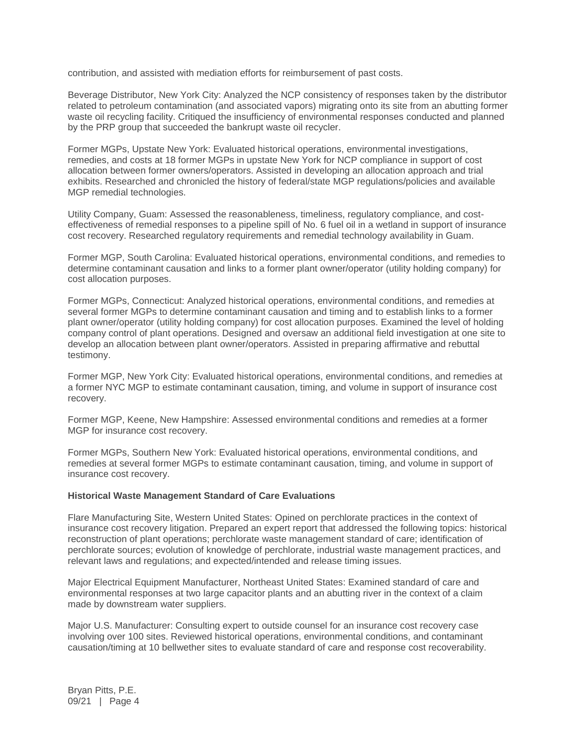contribution, and assisted with mediation efforts for reimbursement of past costs.

Beverage Distributor, New York City: Analyzed the NCP consistency of responses taken by the distributor related to petroleum contamination (and associated vapors) migrating onto its site from an abutting former waste oil recycling facility. Critiqued the insufficiency of environmental responses conducted and planned by the PRP group that succeeded the bankrupt waste oil recycler.

Former MGPs, Upstate New York: Evaluated historical operations, environmental investigations, remedies, and costs at 18 former MGPs in upstate New York for NCP compliance in support of cost allocation between former owners/operators. Assisted in developing an allocation approach and trial exhibits. Researched and chronicled the history of federal/state MGP regulations/policies and available MGP remedial technologies.

Utility Company, Guam: Assessed the reasonableness, timeliness, regulatory compliance, and cost-effectiveness of remedial responses to a pipeline spill of No. 6 fuel oil in a wetland in support of insurance cost recovery. Researched regulatory requirements and remedial technology availability in Guam.

Former MGP, South Carolina: Evaluated historical operations, environmental conditions, and remedies to determine contaminant causation and links to a former plant owner/operator (utility holding company) for cost allocation purposes.

Former MGPs, Connecticut: Analyzed historical operations, environmental conditions, and remedies at several former MGPs to determine contaminant causation and timing and to establish links to a former plant owner/operator (utility holding company) for cost allocation purposes. Examined the level of holding company control of plant operations. Designed and oversaw an additional field investigation at one site to develop an allocation between plant owner/operators. Assisted in preparing affirmative and rebuttal testimony.

Former MGP, New York City: Evaluated historical operations, environmental conditions, and remedies at a former NYC MGP to estimate contaminant causation, timing, and volume in support of insurance cost recovery.

Former MGP, Keene, New Hampshire: Assessed environmental conditions and remedies at a former MGP for insurance cost recovery.

Former MGPs, Southern New York: Evaluated historical operations, environmental conditions, and remedies at several former MGPs to estimate contaminant causation, timing, and volume in support of insurance cost recovery.

**Historical Waste Management Standard of Care Evaluations**

Flare Manufacturing Site, Western United States: Opined on perchlorate practices in the context of insurance cost recovery litigation. Prepared an expert report that addressed the following topics: historical reconstruction of plant operations; perchlorate waste management standard of care; identification of perchlorate sources; evolution of knowledge of perchlorate, industrial waste management practices, and relevant laws and regulations; and expected/intended and release timing issues.

Major Electrical Equipment Manufacturer, Northeast United States: Examined standard of care and environmental responses at two large capacitor plants and an abutting river in the context of a claim made by downstream water suppliers.

Major U.S. Manufacturer: Consulting expert to outside counsel for an insurance cost recovery case involving over 100 sites. Reviewed historical operations, environmental conditions, and contaminant causation/timing at 10 bellwether sites to evaluate standard of care and response cost recoverability.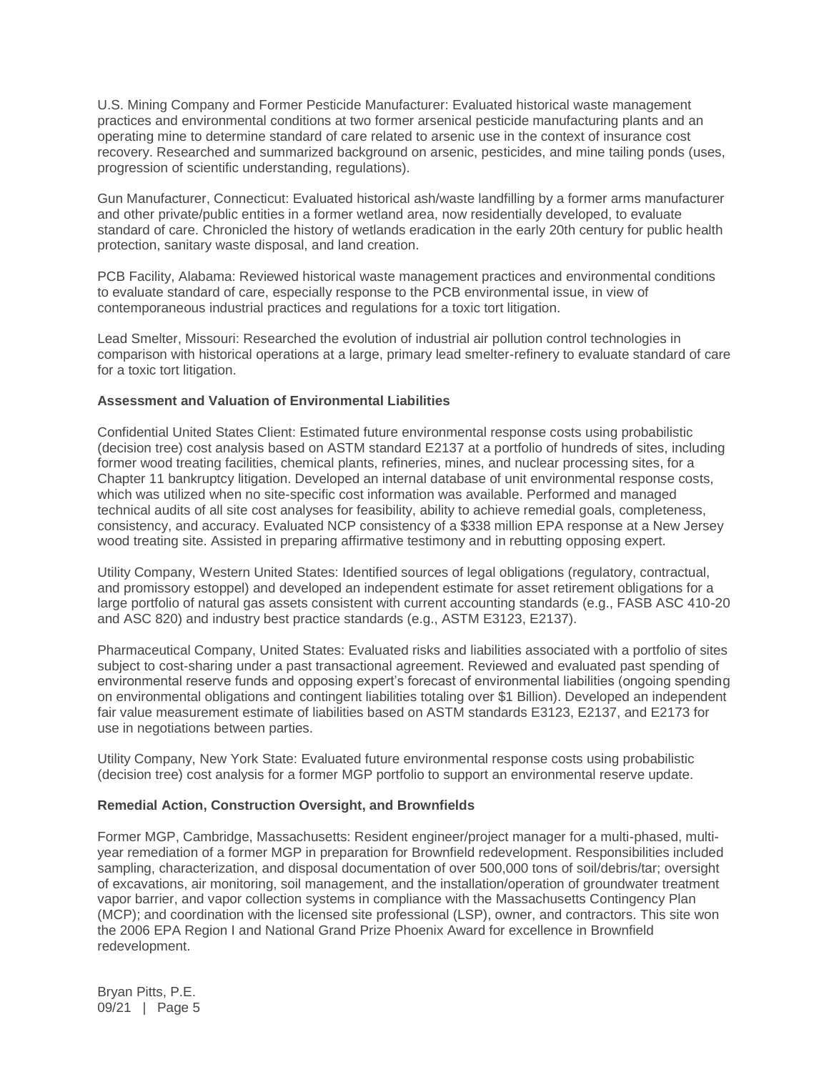U.S. Mining Company and Former Pesticide Manufacturer: Evaluated historical waste management practices and environmental conditions at two former arsenical pesticide manufacturing plants and an operating mine to determine standard of care related to arsenic use in the context of insurance cost recovery. Researched and summarized background on arsenic, pesticides, and mine tailing ponds (uses, progression of scientific understanding, regulations).

Gun Manufacturer, Connecticut: Evaluated historical ash/waste landfilling by a former arms manufacturer and other private/public entities in a former wetland area, now residentially developed, to evaluate standard of care. Chronicled the history of wetlands eradication in the early 20th century for public health protection, sanitary waste disposal, and land creation.

PCB Facility, Alabama: Reviewed historical waste management practices and environmental conditions to evaluate standard of care, especially response to the PCB environmental issue, in view of contemporaneous industrial practices and regulations for a toxic tort litigation.

Lead Smelter, Missouri: Researched the evolution of industrial air pollution control technologies in comparison with historical operations at a large, primary lead smelter-refinery to evaluate standard of care for a toxic tort litigation.

**Assessment and Valuation of Environmental Liabilities**

Confidential United States Client: Estimated future environmental response costs using probabilistic (decision tree) cost analysis based on ASTM standard E2137 at a portfolio of hundreds of sites, including former wood treating facilities, chemical plants, refineries, mines, and nuclear processing sites, for a Chapter 11 bankruptcy litigation. Developed an internal database of unit environmental response costs, which was utilized when no site-specific cost information was available. Performed and managed technical audits of all site cost analyses for feasibility, ability to achieve remedial goals, completeness, consistency, and accuracy. Evaluated NCP consistency of a $338 million EPA response at a New Jersey wood treating site. Assisted in preparing affirmative testimony and in rebutting opposing expert.

Utility Company, Western United States: Identified sources of legal obligations (regulatory, contractual, and promissory estoppel) and developed an independent estimate for asset retirement obligations for a large portfolio of natural gas assets consistent with current accounting standards (e.g., FASB ASC 410-20 and ASC 820) and industry best practice standards (e.g., ASTM E3123, E2137).

Pharmaceutical Company, United States: Evaluated risks and liabilities associated with a portfolio of sites subject to cost-sharing under a past transactional agreement. Reviewed and evaluated past spending of environmental reserve funds and opposing expert's forecast of environmental liabilities (ongoing spending on environmental obligations and contingent liabilities totaling over $1 Billion). Developed an independent fair value measurement estimate of liabilities based on ASTM standards E3123, E2137, and E2173 for use in negotiations between parties.

Utility Company, New York State: Evaluated future environmental response costs using probabilistic (decision tree) cost analysis for a former MGP portfolio to support an environmental reserve update.

**Remedial Action, Construction Oversight, and Brownfields**

Former MGP, Cambridge, Massachusetts: Resident engineer/project manager for a multi-phased, multi-year remediation of a former MGP in preparation for Brownfield redevelopment. Responsibilities included sampling, characterization, and disposal documentation of over 500,000 tons of soil/debris/tar; oversight of excavations, air monitoring, soil management, and the installation/operation of groundwater treatment vapor barrier, and vapor collection systems in compliance with the Massachusetts Contingency Plan (MCP); and coordination with the licensed site professional (LSP), owner, and contractors. This site won the 2006 EPA Region I and National Grand Prize Phoenix Award for excellence in Brownfield redevelopment.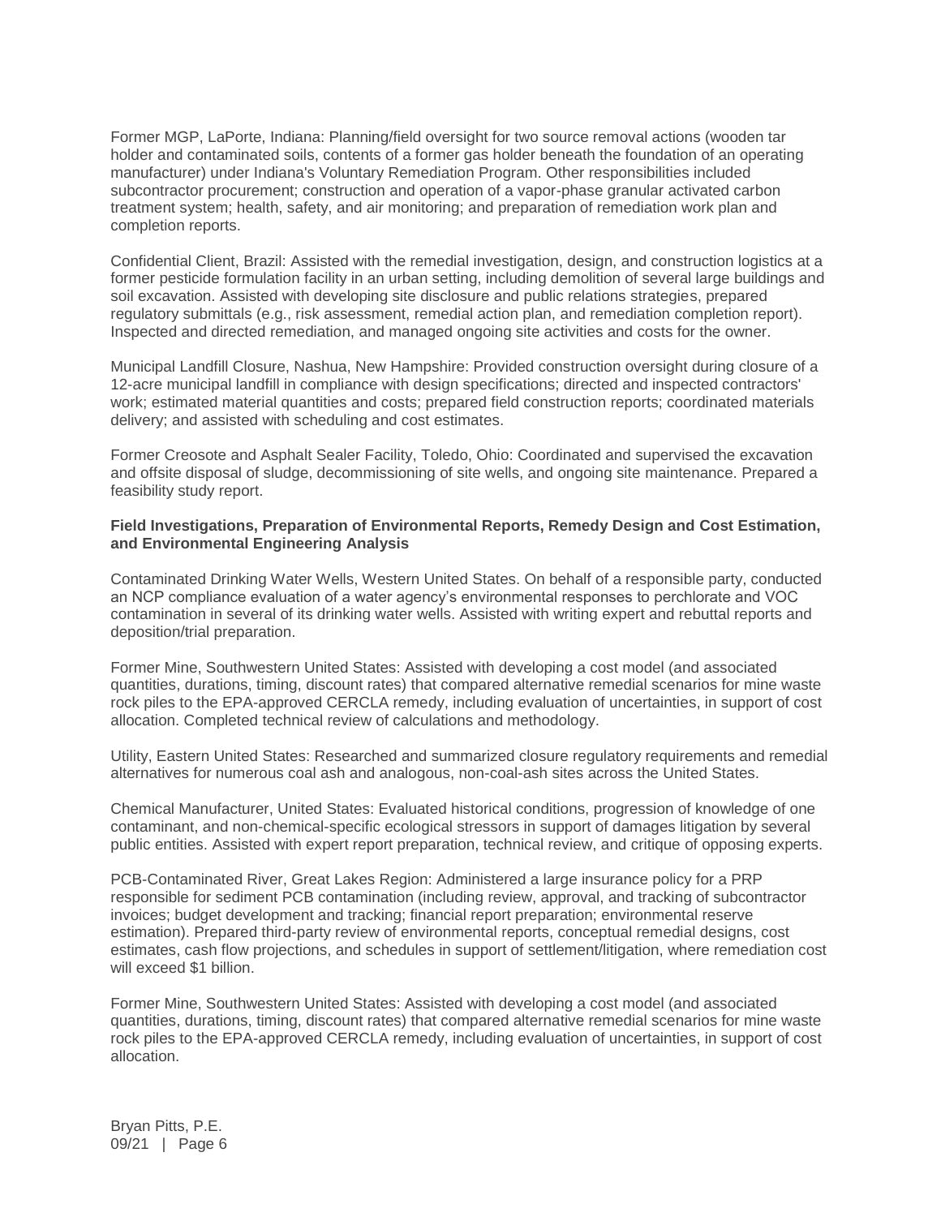Former MGP, LaPorte, Indiana: Planning/field oversight for two source removal actions (wooden tar holder and contaminated soils, contents of a former gas holder beneath the foundation of an operating manufacturer) under Indiana's Voluntary Remediation Program. Other responsibilities included subcontractor procurement; construction and operation of a vapor-phase granular activated carbon treatment system; health, safety, and air monitoring; and preparation of remediation work plan and completion reports.

Confidential Client, Brazil: Assisted with the remedial investigation, design, and construction logistics at a former pesticide formulation facility in an urban setting, including demolition of several large buildings and soil excavation. Assisted with developing site disclosure and public relations strategies, prepared regulatory submittals (e.g., risk assessment, remedial action plan, and remediation completion report). Inspected and directed remediation, and managed ongoing site activities and costs for the owner.

Municipal Landfill Closure, Nashua, New Hampshire: Provided construction oversight during closure of a 12-acre municipal landfill in compliance with design specifications; directed and inspected contractors' work; estimated material quantities and costs; prepared field construction reports; coordinated materials delivery; and assisted with scheduling and cost estimates.

Former Creosote and Asphalt Sealer Facility, Toledo, Ohio: Coordinated and supervised the excavation and offsite disposal of sludge, decommissioning of site wells, and ongoing site maintenance. Prepared a feasibility study report.

**Field Investigations, Preparation of Environmental Reports, Remedy Design and Cost Estimation, and Environmental Engineering Analysis**

Contaminated Drinking Water Wells, Western United States. On behalf of a responsible party, conducted an NCP compliance evaluation of a water agency's environmental responses to perchlorate and VOC contamination in several of its drinking water wells. Assisted with writing expert and rebuttal reports and deposition/trial preparation.

Former Mine, Southwestern United States: Assisted with developing a cost model (and associated quantities, durations, timing, discount rates) that compared alternative remedial scenarios for mine waste rock piles to the EPA-approved CERCLA remedy, including evaluation of uncertainties, in support of cost allocation. Completed technical review of calculations and methodology.

Utility, Eastern United States: Researched and summarized closure regulatory requirements and remedial alternatives for numerous coal ash and analogous, non-coal-ash sites across the United States.

Chemical Manufacturer, United States: Evaluated historical conditions, progression of knowledge of one contaminant, and non-chemical-specific ecological stressors in support of damages litigation by several public entities. Assisted with expert report preparation, technical review, and critique of opposing experts.

PCB-Contaminated River, Great Lakes Region: Administered a large insurance policy for a PRP responsible for sediment PCB contamination (including review, approval, and tracking of subcontractor invoices; budget development and tracking; financial report preparation; environmental reserve estimation). Prepared third-party review of environmental reports, conceptual remedial designs, cost estimates, cash flow projections, and schedules in support of settlement/litigation, where remediation cost will exceed $1 billion.

Former Mine, Southwestern United States: Assisted with developing a cost model (and associated quantities, durations, timing, discount rates) that compared alternative remedial scenarios for mine waste rock piles to the EPA-approved CERCLA remedy, including evaluation of uncertainties, in support of cost allocation.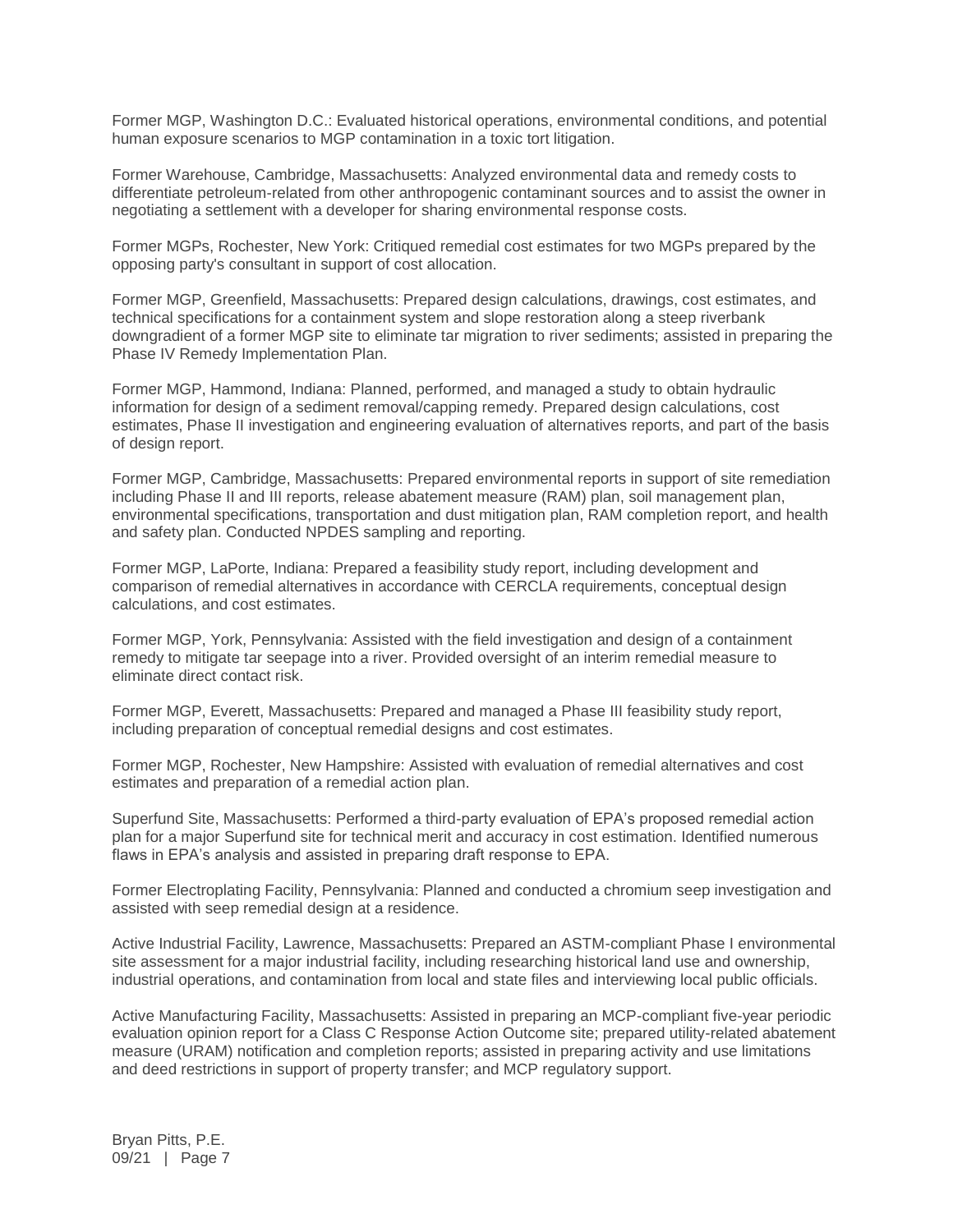Former MGP, Washington D.C.: Evaluated historical operations, environmental conditions, and potential human exposure scenarios to MGP contamination in a toxic tort litigation.

Former Warehouse, Cambridge, Massachusetts: Analyzed environmental data and remedy costs to differentiate petroleum-related from other anthropogenic contaminant sources and to assist the owner in negotiating a settlement with a developer for sharing environmental response costs.

Former MGPs, Rochester, New York: Critiqued remedial cost estimates for two MGPs prepared by the opposing party's consultant in support of cost allocation.

Former MGP, Greenfield, Massachusetts: Prepared design calculations, drawings, cost estimates, and technical specifications for a containment system and slope restoration along a steep riverbank downgradient of a former MGP site to eliminate tar migration to river sediments; assisted in preparing the Phase IV Remedy Implementation Plan.

Former MGP, Hammond, Indiana: Planned, performed, and managed a study to obtain hydraulic information for design of a sediment removal/capping remedy. Prepared design calculations, cost estimates, Phase II investigation and engineering evaluation of alternatives reports, and part of the basis of design report.

Former MGP, Cambridge, Massachusetts: Prepared environmental reports in support of site remediation including Phase II and III reports, release abatement measure (RAM) plan, soil management plan, environmental specifications, transportation and dust mitigation plan, RAM completion report, and health and safety plan. Conducted NPDES sampling and reporting.

Former MGP, LaPorte, Indiana: Prepared a feasibility study report, including development and comparison of remedial alternatives in accordance with CERCLA requirements, conceptual design calculations, and cost estimates.

Former MGP, York, Pennsylvania: Assisted with the field investigation and design of a containment remedy to mitigate tar seepage into a river. Provided oversight of an interim remedial measure to eliminate direct contact risk.

Former MGP, Everett, Massachusetts: Prepared and managed a Phase III feasibility study report, including preparation of conceptual remedial designs and cost estimates.

Former MGP, Rochester, New Hampshire: Assisted with evaluation of remedial alternatives and cost estimates and preparation of a remedial action plan.

Superfund Site, Massachusetts: Performed a third-party evaluation of EPA's proposed remedial action plan for a major Superfund site for technical merit and accuracy in cost estimation. Identified numerous flaws in EPA's analysis and assisted in preparing draft response to EPA.

Former Electroplating Facility, Pennsylvania: Planned and conducted a chromium seep investigation and assisted with seep remedial design at a residence.

Active Industrial Facility, Lawrence, Massachusetts: Prepared an ASTM-compliant Phase I environmental site assessment for a major industrial facility, including researching historical land use and ownership, industrial operations, and contamination from local and state files and interviewing local public officials.

Active Manufacturing Facility, Massachusetts: Assisted in preparing an MCP-compliant five-year periodic evaluation opinion report for a Class C Response Action Outcome site; prepared utility-related abatement measure (URAM) notification and completion reports; assisted in preparing activity and use limitations and deed restrictions in support of property transfer; and MCP regulatory support.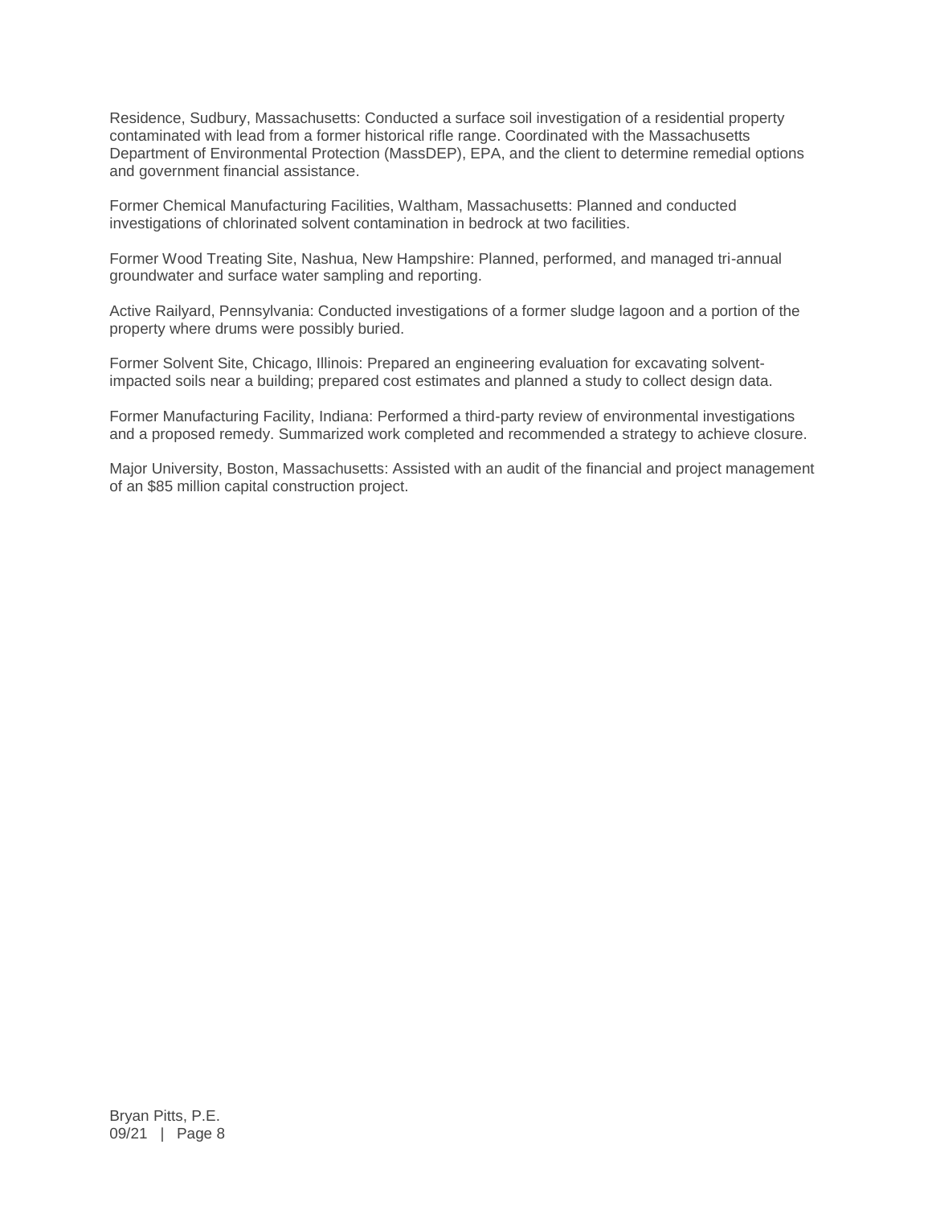Residence, Sudbury, Massachusetts: Conducted a surface soil investigation of a residential property contaminated with lead from a former historical rifle range. Coordinated with the Massachusetts Department of Environmental Protection (MassDEP), EPA, and the client to determine remedial options and government financial assistance.

Former Chemical Manufacturing Facilities, Waltham, Massachusetts: Planned and conducted investigations of chlorinated solvent contamination in bedrock at two facilities.

Former Wood Treating Site, Nashua, New Hampshire: Planned, performed, and managed tri-annual groundwater and surface water sampling and reporting.

Active Railyard, Pennsylvania: Conducted investigations of a former sludge lagoon and a portion of the property where drums were possibly buried.

Former Solvent Site, Chicago, Illinois: Prepared an engineering evaluation for excavating solvent-impacted soils near a building; prepared cost estimates and planned a study to collect design data.

Former Manufacturing Facility, Indiana: Performed a third-party review of environmental investigations and a proposed remedy. Summarized work completed and recommended a strategy to achieve closure.

Major University, Boston, Massachusetts: Assisted with an audit of the financial and project management of an $85 million capital construction project.